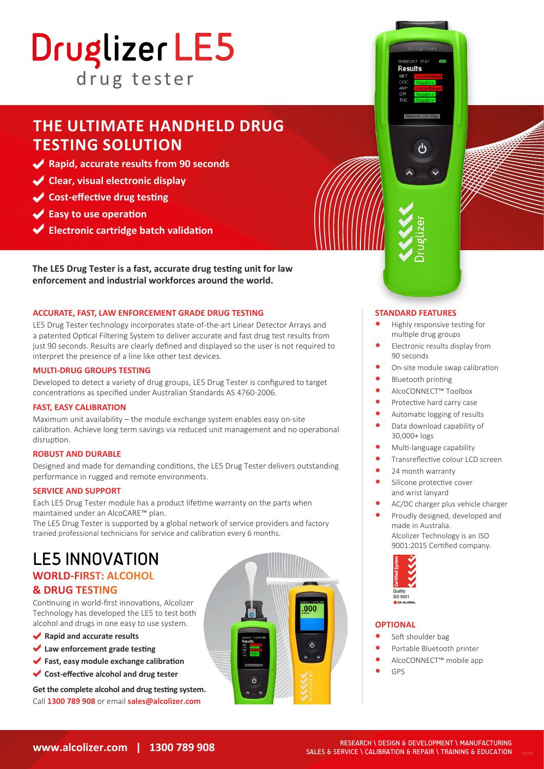# Druglizer LE5

drug tester

## THE ULTIMATE HANDHELD DRUG TESTING SOLUTION

- Rapid, accurate results from 90 seconds
- Clear, visual electronic display
- Cost-effective drug testing
- Easy to use operation
- Electronic cartridge batch validation

**The LE5 Drug Tester is a fast, accurate drug testing unit for law enforcement and industrial workforces around the world.**

### ACCURATE, FAST, LAW ENFORCEMENT GRADE DRUG TESTING

LE5 Drug Tester technology incorporates state-of-the-art Linear Detector Arrays and a patented Optical Filtering System to deliver accurate and fast drug test results from just 90 seconds. Results are clearly defined and displayed so the user is not required to interpret the presence of a line like other test devices.

### MULTI-DRUG GROUPS TESTING

Developed to detect a variety of drug groups, LE5 Drug Tester is configured to target concentrations as specified under Australian Standards AS 4760-2006.

### FAST, EASY CALIBRATION

Maximum unit availability – the module exchange system enables easy on-site calibration. Achieve long term savings via reduced unit management and no operational disruption.

### ROBUST AND DURABLE

Designed and made for demanding conditions, the LE5 Drug Tester delivers outstanding performance in rugged and remote environments.

### SERVICE AND SUPPORT

Each LE5 Drug Tester module has a product lifetime warranty on the parts when maintained under an AlcoCARE™ plan.

The LE5 Drug Tester is supported by a global network of service providers and factory trained professional technicians for service and calibration every 6 months.

## LE5 INNOVATION

### WORLD-FIRST: ALCOHOL & DRUG TESTING

Continuing in world-first innovations, Alcolizer Technology has developed the LE5 to test both alcohol and drugs in one easy to use system.

- **Rapid and accurate results**
- **Law enforcement grade testing**
- **Fast, easy module exchange calibration**
- **Cost-effective alcohol and drug tester**

**Get the complete alcohol and drug testing system.**
Call **1300 789 908** or email **sales@alcolizer.com**

### STANDARD FEATURES

- Highly responsive testing for multiple drug groups
- Electronic results display from 90 seconds
- On-site module swap calibration
- Bluetooth printing
- AlcoCONNECT™ Toolbox
- Protective hard carry case
- Automatic logging of results
- Data download capability of 30,000+ logs
- Multi-language capability
- Transreflective colour LCD screen
- 24 month warranty
- Silicone protective cover and wrist lanyard
- AC/DC charger plus vehicle charger
- Proudly designed, developed and made in Australia. Alcolizer Technology is an ISO 9001:2015 Certified company.

Certified System Quality ISO 9001 SAI GLOBAL

### OPTIONAL

- Soft shoulder bag
- Portable Bluetooth printer
- AlcoCONNECT™ mobile app
- GPS

**www.alcolizer.com | 1300 789 908**

RESEARCH \ DESIGN & DEVELOPMENT \ MANUFACTURING
SALES & SERVICE \ CALIBRATION & REPAIR \ TRAINING & EDUCATION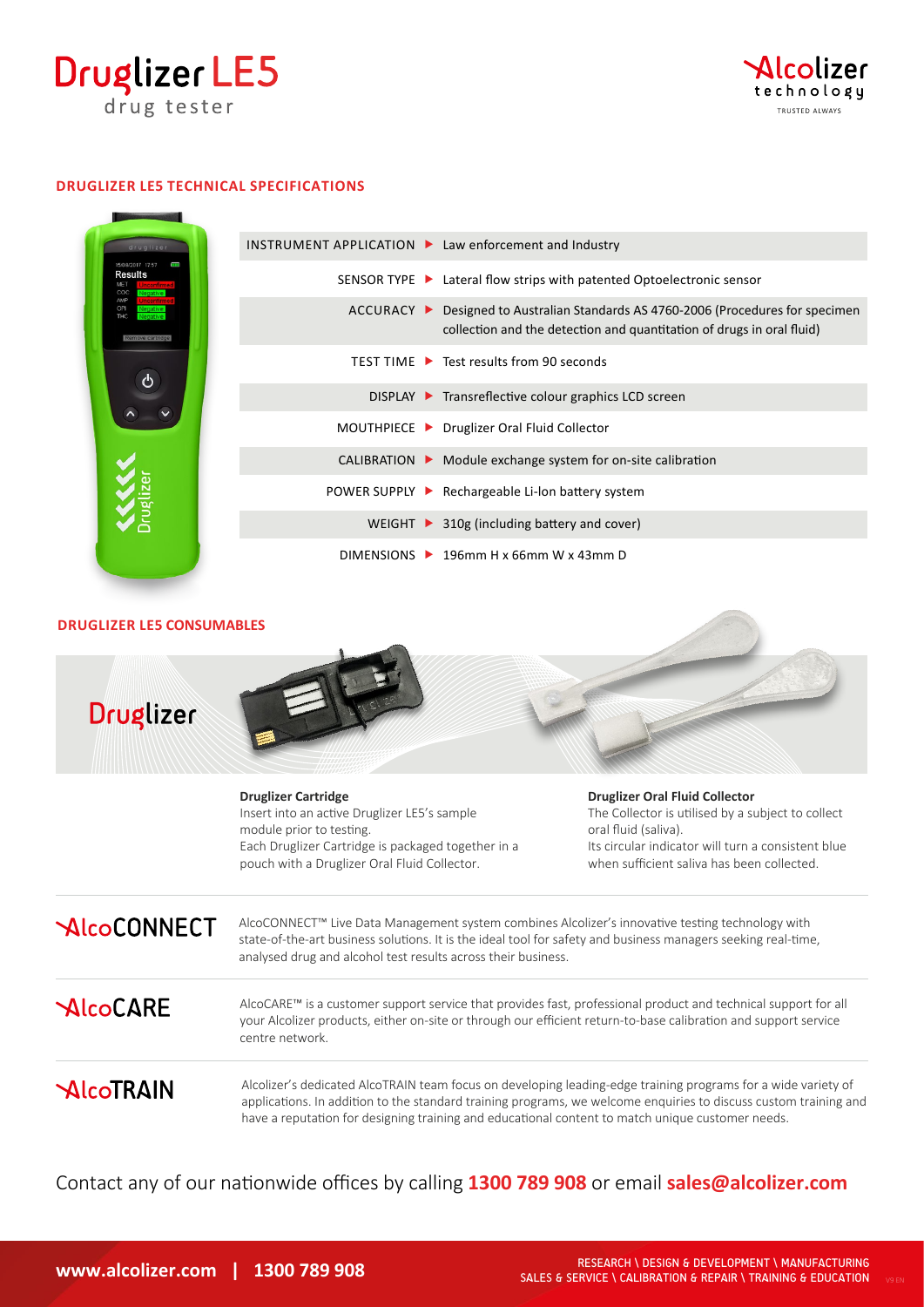# Druglizer LE5

drug tester

Alcolizer technology

TRUSTED ALWAYS

## DRUGLIZER LE5 TECHNICAL SPECIFICATIONS

| | |
|---|---|
| INSTRUMENT APPLICATION | Law enforcement and Industry |
| SENSOR TYPE | Lateral flow strips with patented Optoelectronic sensor |
| ACCURACY | Designed to Australian Standards AS 4760-2006 (Procedures for specimen collection and the detection and quantitation of drugs in oral fluid) |
| TEST TIME | Test results from 90 seconds |
| DISPLAY | Transreflective colour graphics LCD screen |
| MOUTHPIECE | Druglizer Oral Fluid Collector |
| CALIBRATION | Module exchange system for on-site calibration |
| POWER SUPPLY | Rechargeable Li-Ion battery system |
| WEIGHT | 310g (including battery and cover) |
| DIMENSIONS | 196mm H x 66mm W x 43mm D |

## DRUGLIZER LE5 CONSUMABLES

Druglizer

**Druglizer Cartridge**
Insert into an active Druglizer LE5's sample module prior to testing.
Each Druglizer Cartridge is packaged together in a pouch with a Druglizer Oral Fluid Collector.

**Druglizer Oral Fluid Collector**
The Collector is utilised by a subject to collect oral fluid (saliva).
Its circular indicator will turn a consistent blue when sufficient saliva has been collected.

**AlcoCONNECT**

AlcoCONNECT™ Live Data Management system combines Alcolizer's innovative testing technology with state-of-the-art business solutions. It is the ideal tool for safety and business managers seeking real-time, analysed drug and alcohol test results across their business.

**AlcoCARE**

AlcoCARE™ is a customer support service that provides fast, professional product and technical support for all your Alcolizer products, either on-site or through our efficient return-to-base calibration and support service centre network.

**AlcoTRAIN**

Alcolizer's dedicated AlcoTRAIN team focus on developing leading-edge training programs for a wide variety of applications. In addition to the standard training programs, we welcome enquiries to discuss custom training and have a reputation for designing training and educational content to match unique customer needs.

Contact any of our nationwide offices by calling **1300 789 908** or email **sales@alcolizer.com**

**www.alcolizer.com | 1300 789 908**

RESEARCH \ DESIGN & DEVELOPMENT \ MANUFACTURING
SALES & SERVICE \ CALIBRATION & REPAIR \ TRAINING & EDUCATION